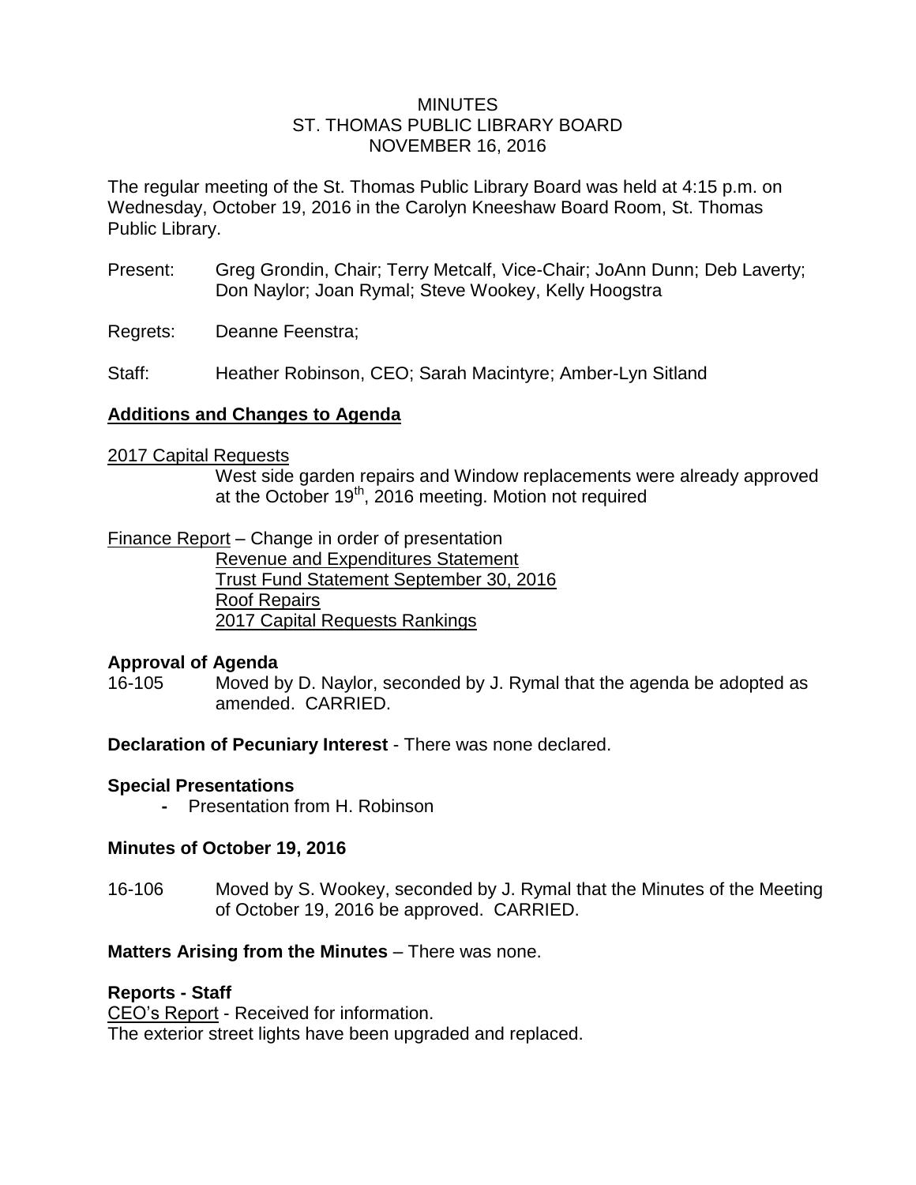MINUTES
ST. THOMAS PUBLIC LIBRARY BOARD
NOVEMBER 16, 2016

The regular meeting of the St. Thomas Public Library Board was held at 4:15 p.m. on Wednesday, October 19, 2016 in the Carolyn Kneeshaw Board Room, St. Thomas Public Library.

Present: Greg Grondin, Chair; Terry Metcalf, Vice-Chair; JoAnn Dunn; Deb Laverty; Don Naylor; Joan Rymal; Steve Wookey, Kelly Hoogstra

Regrets: Deanne Feenstra;

Staff: Heather Robinson, CEO; Sarah Macintyre; Amber-Lyn Sitland

## Additions and Changes to Agenda

2017 Capital Requests

West side garden repairs and Window replacements were already approved at the October 19th, 2016 meeting. Motion not required

Finance Report – Change in order of presentation

Revenue and Expenditures Statement
Trust Fund Statement September 30, 2016
Roof Repairs
2017 Capital Requests Rankings

**Approval of Agenda**

16-105 Moved by D. Naylor, seconded by J. Rymal that the agenda be adopted as amended. CARRIED.

**Declaration of Pecuniary Interest** - There was none declared.

**Special Presentations**

- Presentation from H. Robinson

**Minutes of October 19, 2016**

16-106 Moved by S. Wookey, seconded by J. Rymal that the Minutes of the Meeting of October 19, 2016 be approved. CARRIED.

**Matters Arising from the Minutes** – There was none.

**Reports - Staff**

CEO's Report - Received for information.
The exterior street lights have been upgraded and replaced.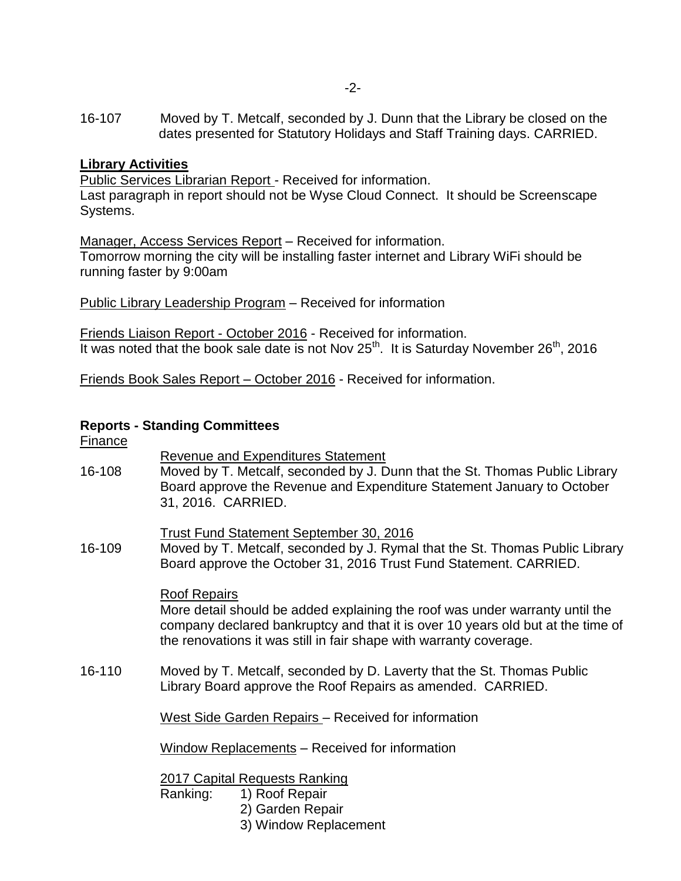16-107 Moved by T. Metcalf, seconded by J. Dunn that the Library be closed on the dates presented for Statutory Holidays and Staff Training days. CARRIED.

**Library Activities**

Public Services Librarian Report - Received for information.
Last paragraph in report should not be Wyse Cloud Connect. It should be Screenscape Systems.

Manager, Access Services Report – Received for information.
Tomorrow morning the city will be installing faster internet and Library WiFi should be running faster by 9:00am

Public Library Leadership Program – Received for information

Friends Liaison Report - October 2016 - Received for information.
It was noted that the book sale date is not Nov 25th. It is Saturday November 26th, 2016

Friends Book Sales Report – October 2016 - Received for information.

**Reports - Standing Committees**

Finance

Revenue and Expenditures Statement

16-108 Moved by T. Metcalf, seconded by J. Dunn that the St. Thomas Public Library Board approve the Revenue and Expenditure Statement January to October 31, 2016. CARRIED.

Trust Fund Statement September 30, 2016

16-109 Moved by T. Metcalf, seconded by J. Rymal that the St. Thomas Public Library Board approve the October 31, 2016 Trust Fund Statement. CARRIED.

Roof Repairs

More detail should be added explaining the roof was under warranty until the company declared bankruptcy and that it is over 10 years old but at the time of the renovations it was still in fair shape with warranty coverage.

16-110 Moved by T. Metcalf, seconded by D. Laverty that the St. Thomas Public Library Board approve the Roof Repairs as amended. CARRIED.

West Side Garden Repairs – Received for information

Window Replacements – Received for information

2017 Capital Requests Ranking

Ranking:
1) Roof Repair
2) Garden Repair
3) Window Replacement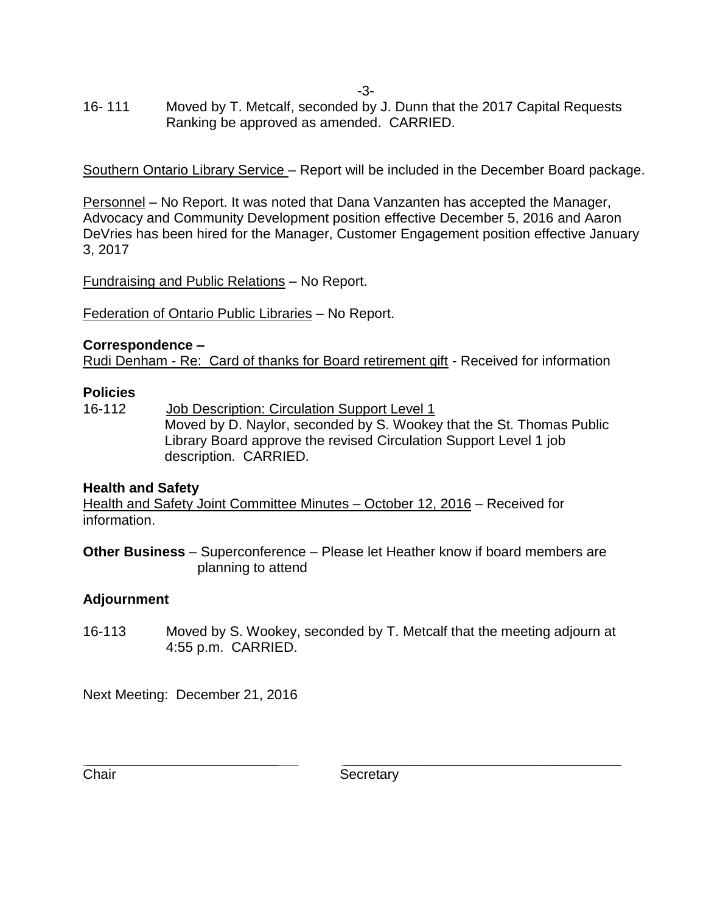16- 111 Moved by T. Metcalf, seconded by J. Dunn that the 2017 Capital Requests Ranking be approved as amended. CARRIED.

Southern Ontario Library Service – Report will be included in the December Board package.

Personnel – No Report. It was noted that Dana Vanzanten has accepted the Manager, Advocacy and Community Development position effective December 5, 2016 and Aaron DeVries has been hired for the Manager, Customer Engagement position effective January 3, 2017

Fundraising and Public Relations – No Report.

Federation of Ontario Public Libraries – No Report.

**Correspondence –**

Rudi Denham - Re: Card of thanks for Board retirement gift - Received for information

**Policies**

16-112 Job Description: Circulation Support Level 1
Moved by D. Naylor, seconded by S. Wookey that the St. Thomas Public Library Board approve the revised Circulation Support Level 1 job description. CARRIED.

**Health and Safety**

Health and Safety Joint Committee Minutes – October 12, 2016 – Received for information.

**Other Business** – Superconference – Please let Heather know if board members are planning to attend

**Adjournment**

16-113 Moved by S. Wookey, seconded by T. Metcalf that the meeting adjourn at 4:55 p.m. CARRIED.

Next Meeting: December 21, 2016

\_\_\_\_\_\_\_\_\_\_\_\_\_\_\_\_\_\_\_\_\_\_\_\_\_\_ \_\_\_\_\_\_\_\_\_\_\_\_\_\_\_\_\_\_\_\_\_\_\_\_\_\_\_\_\_\_\_\_\_\_\_\_\_\_
Chair Secretary